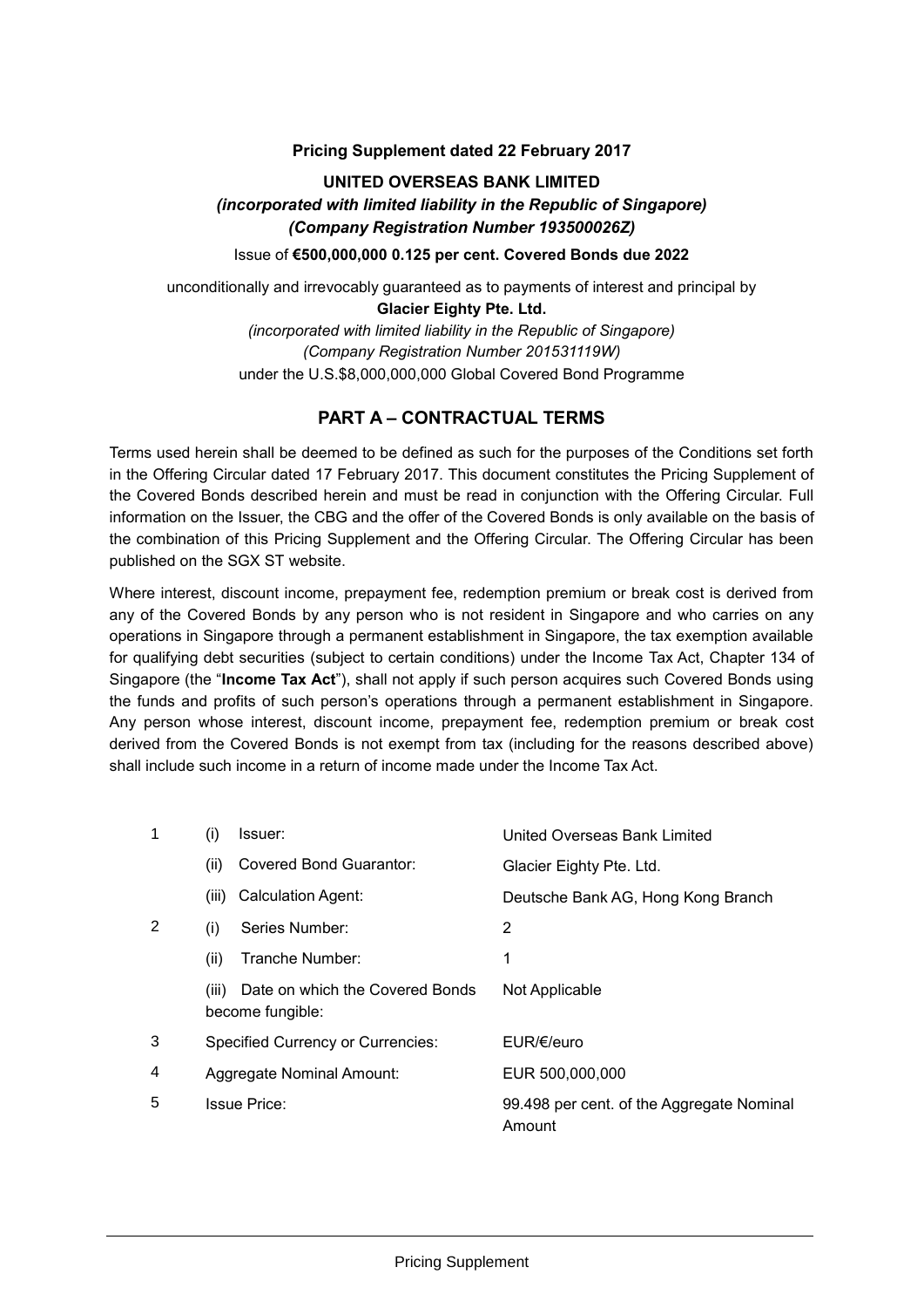**Pricing Supplement dated 22 February 2017**

**UNITED OVERSEAS BANK LIMITED**

***(incorporated with limited liability in the Republic of Singapore)***

***(Company Registration Number 193500026Z)***

Issue of **€500,000,000 0.125 per cent. Covered Bonds due 2022**

unconditionally and irrevocably guaranteed as to payments of interest and principal by

**Glacier Eighty Pte. Ltd.**

*(incorporated with limited liability in the Republic of Singapore)*

*(Company Registration Number 201531119W)*

under the U.S.$8,000,000,000 Global Covered Bond Programme

## PART A – CONTRACTUAL TERMS

Terms used herein shall be deemed to be defined as such for the purposes of the Conditions set forth in the Offering Circular dated 17 February 2017. This document constitutes the Pricing Supplement of the Covered Bonds described herein and must be read in conjunction with the Offering Circular. Full information on the Issuer, the CBG and the offer of the Covered Bonds is only available on the basis of the combination of this Pricing Supplement and the Offering Circular. The Offering Circular has been published on the SGX ST website.

Where interest, discount income, prepayment fee, redemption premium or break cost is derived from any of the Covered Bonds by any person who is not resident in Singapore and who carries on any operations in Singapore through a permanent establishment in Singapore, the tax exemption available for qualifying debt securities (subject to certain conditions) under the Income Tax Act, Chapter 134 of Singapore (the "**Income Tax Act**"), shall not apply if such person acquires such Covered Bonds using the funds and profits of such person's operations through a permanent establishment in Singapore. Any person whose interest, discount income, prepayment fee, redemption premium or break cost derived from the Covered Bonds is not exempt from tax (including for the reasons described above) shall include such income in a return of income made under the Income Tax Act.

| | | |
|---|---|---|
| 1 | (i) Issuer: | United Overseas Bank Limited |
| | (ii) Covered Bond Guarantor: | Glacier Eighty Pte. Ltd. |
| | (iii) Calculation Agent: | Deutsche Bank AG, Hong Kong Branch |
| 2 | (i) Series Number: | 2 |
| | (ii) Tranche Number: | 1 |
| | (iii) Date on which the Covered Bonds become fungible: | Not Applicable |
| 3 | Specified Currency or Currencies: | EUR/€/euro |
| 4 | Aggregate Nominal Amount: | EUR 500,000,000 |
| 5 | Issue Price: | 99.498 per cent. of the Aggregate Nominal Amount |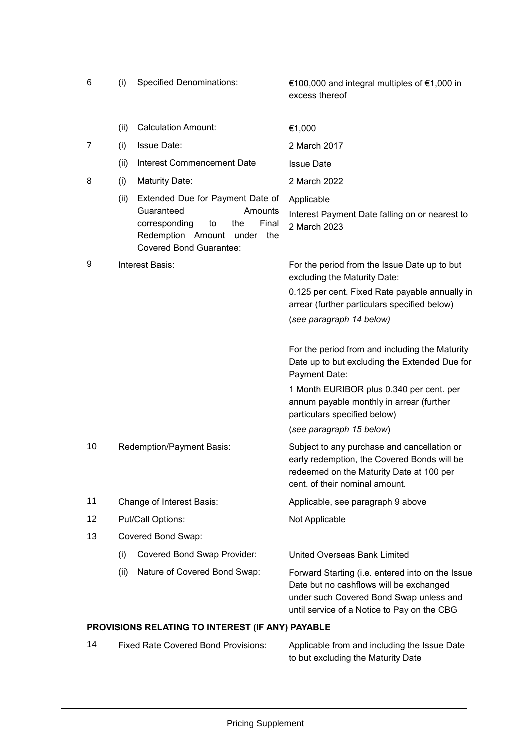| | | | |
|---|---|---|---|
| 6 | (i) | Specified Denominations: | €100,000 and integral multiples of €1,000 in excess thereof |
| | (ii) | Calculation Amount: | €1,000 |
| 7 | (i) | Issue Date: | 2 March 2017 |
| | (ii) | Interest Commencement Date | Issue Date |
| 8 | (i) | Maturity Date: | 2 March 2022 |
| | (ii) | Extended Due for Payment Date of Guaranteed Amounts corresponding to the Final Redemption Amount under the Covered Bond Guarantee: | Applicable<br>Interest Payment Date falling on or nearest to 2 March 2023 |
| 9 | | Interest Basis: | For the period from the Issue Date up to but excluding the Maturity Date:<br>0.125 per cent. Fixed Rate payable annually in arrear (further particulars specified below)<br>(*see paragraph 14 below)*<br><br>For the period from and including the Maturity Date up to but excluding the Extended Due for Payment Date:<br>1 Month EURIBOR plus 0.340 per cent. per annum payable monthly in arrear (further particulars specified below)<br>(*see paragraph 15 below*) |
| 10 | | Redemption/Payment Basis: | Subject to any purchase and cancellation or early redemption, the Covered Bonds will be redeemed on the Maturity Date at 100 per cent. of their nominal amount. |
| 11 | | Change of Interest Basis: | Applicable, see paragraph 9 above |
| 12 | | Put/Call Options: | Not Applicable |
| 13 | | Covered Bond Swap: | |
| | (i) | Covered Bond Swap Provider: | United Overseas Bank Limited |
| | (ii) | Nature of Covered Bond Swap: | Forward Starting (i.e. entered into on the Issue Date but no cashflows will be exchanged under such Covered Bond Swap unless and until service of a Notice to Pay on the CBG |

**PROVISIONS RELATING TO INTEREST (IF ANY) PAYABLE**

| | | |
|---|---|---|
| 14 | Fixed Rate Covered Bond Provisions: | Applicable from and including the Issue Date to but excluding the Maturity Date |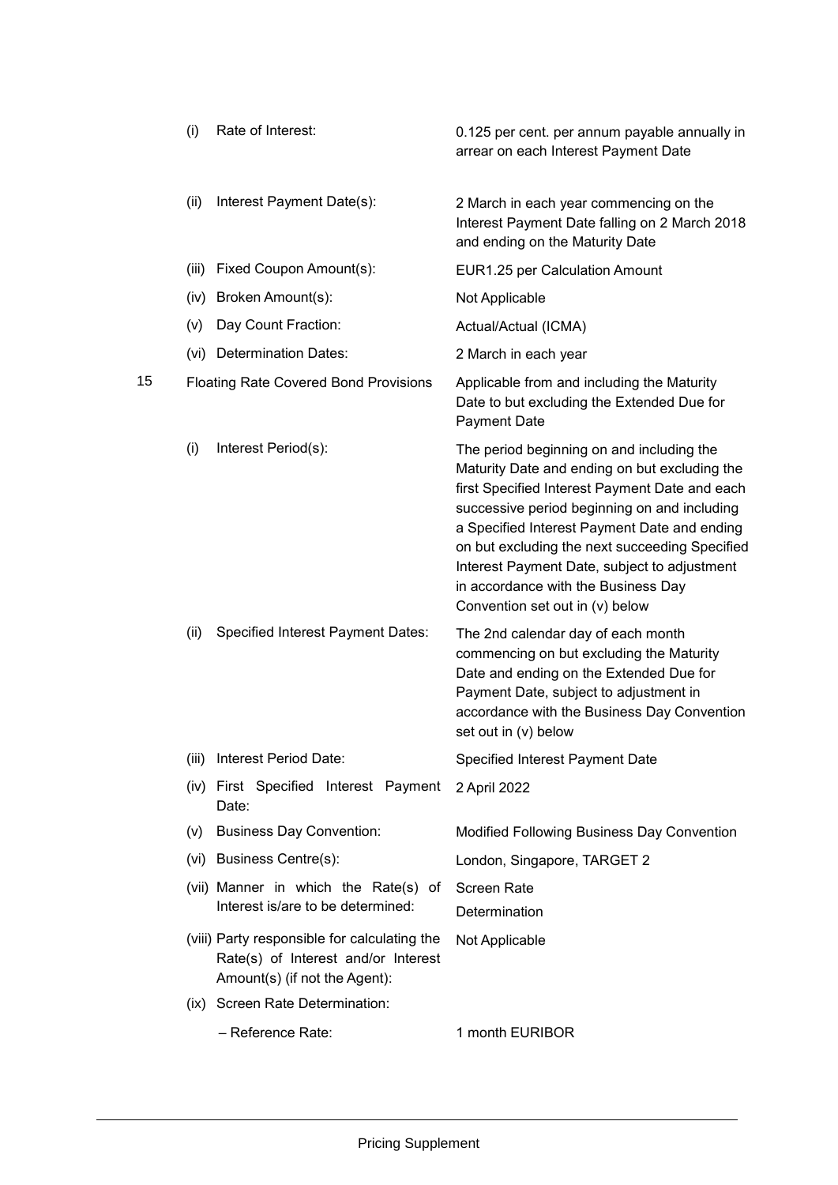| | | |
|---|---|---|
| | (i) Rate of Interest: | 0.125 per cent. per annum payable annually in arrear on each Interest Payment Date |
| | (ii) Interest Payment Date(s): | 2 March in each year commencing on the Interest Payment Date falling on 2 March 2018 and ending on the Maturity Date |
| | (iii) Fixed Coupon Amount(s): | EUR1.25 per Calculation Amount |
| | (iv) Broken Amount(s): | Not Applicable |
| | (v) Day Count Fraction: | Actual/Actual (ICMA) |
| | (vi) Determination Dates: | 2 March in each year |
| 15 | Floating Rate Covered Bond Provisions | Applicable from and including the Maturity Date to but excluding the Extended Due for Payment Date |
| | (i) Interest Period(s): | The period beginning on and including the Maturity Date and ending on but excluding the first Specified Interest Payment Date and each successive period beginning on and including a Specified Interest Payment Date and ending on but excluding the next succeeding Specified Interest Payment Date, subject to adjustment in accordance with the Business Day Convention set out in (v) below |
| | (ii) Specified Interest Payment Dates: | The 2nd calendar day of each month commencing on but excluding the Maturity Date and ending on the Extended Due for Payment Date, subject to adjustment in accordance with the Business Day Convention set out in (v) below |
| | (iii) Interest Period Date: | Specified Interest Payment Date |
| | (iv) First Specified Interest Payment Date: | 2 April 2022 |
| | (v) Business Day Convention: | Modified Following Business Day Convention |
| | (vi) Business Centre(s): | London, Singapore, TARGET 2 |
| | (vii) Manner in which the Rate(s) of Interest is/are to be determined: | Screen Rate Determination |
| | (viii) Party responsible for calculating the Rate(s) of Interest and/or Interest Amount(s) (if not the Agent): | Not Applicable |
| | (ix) Screen Rate Determination: | |
| | – Reference Rate: | 1 month EURIBOR |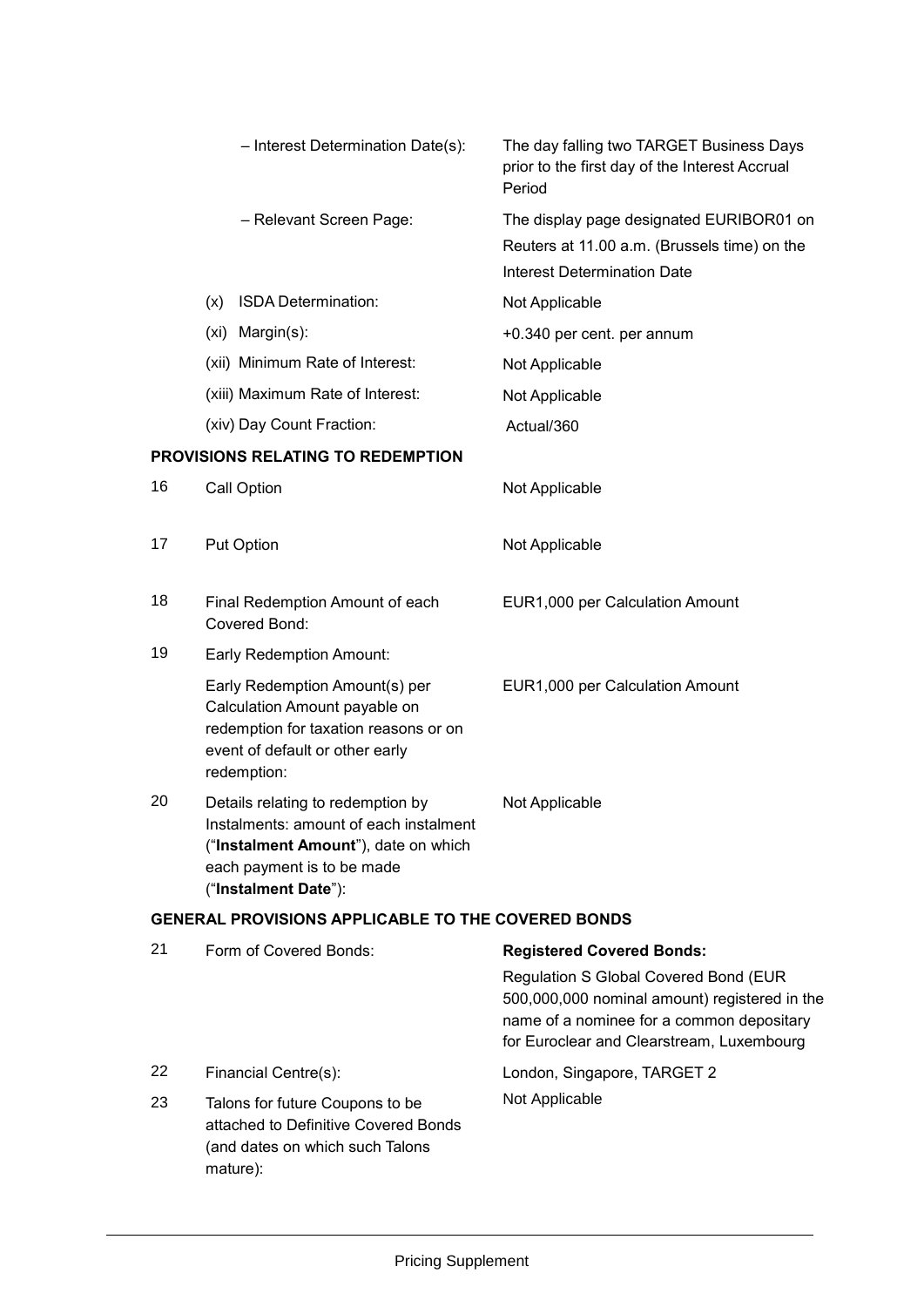| | | |
|---|---|---|
| | – Interest Determination Date(s): | The day falling two TARGET Business Days prior to the first day of the Interest Accrual Period |
| | – Relevant Screen Page: | The display page designated EURIBOR01 on Reuters at 11.00 a.m. (Brussels time) on the Interest Determination Date |
| | (x) ISDA Determination: | Not Applicable |
| | (xi) Margin(s): | +0.340 per cent. per annum |
| | (xii) Minimum Rate of Interest: | Not Applicable |
| | (xiii) Maximum Rate of Interest: | Not Applicable |
| | (xiv) Day Count Fraction: | Actual/360 |

**PROVISIONS RELATING TO REDEMPTION**

| | | |
|---|---|---|
| 16 | Call Option | Not Applicable |
| 17 | Put Option | Not Applicable |
| 18 | Final Redemption Amount of each Covered Bond: | EUR1,000 per Calculation Amount |
| 19 | Early Redemption Amount: | |
| | Early Redemption Amount(s) per Calculation Amount payable on redemption for taxation reasons or on event of default or other early redemption: | EUR1,000 per Calculation Amount |
| 20 | Details relating to redemption by Instalments: amount of each instalment ("**Instalment Amount**"), date on which each payment is to be made ("**Instalment Date**"): | Not Applicable |

**GENERAL PROVISIONS APPLICABLE TO THE COVERED BONDS**

| | | |
|---|---|---|
| 21 | Form of Covered Bonds: | **Registered Covered Bonds:** Regulation S Global Covered Bond (EUR 500,000,000 nominal amount) registered in the name of a nominee for a common depositary for Euroclear and Clearstream, Luxembourg |
| 22 | Financial Centre(s): | London, Singapore, TARGET 2 |
| 23 | Talons for future Coupons to be attached to Definitive Covered Bonds (and dates on which such Talons mature): | Not Applicable |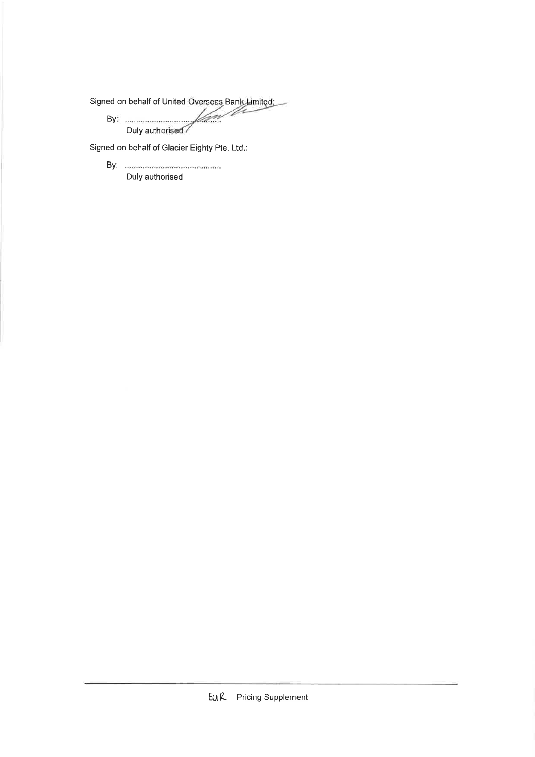Signed on behalf of United Overseas Bank Limited:

By: ..........................................
Duly authorised

Signed on behalf of Glacier Eighty Pte. Ltd.:

By: ..........................................
Duly authorised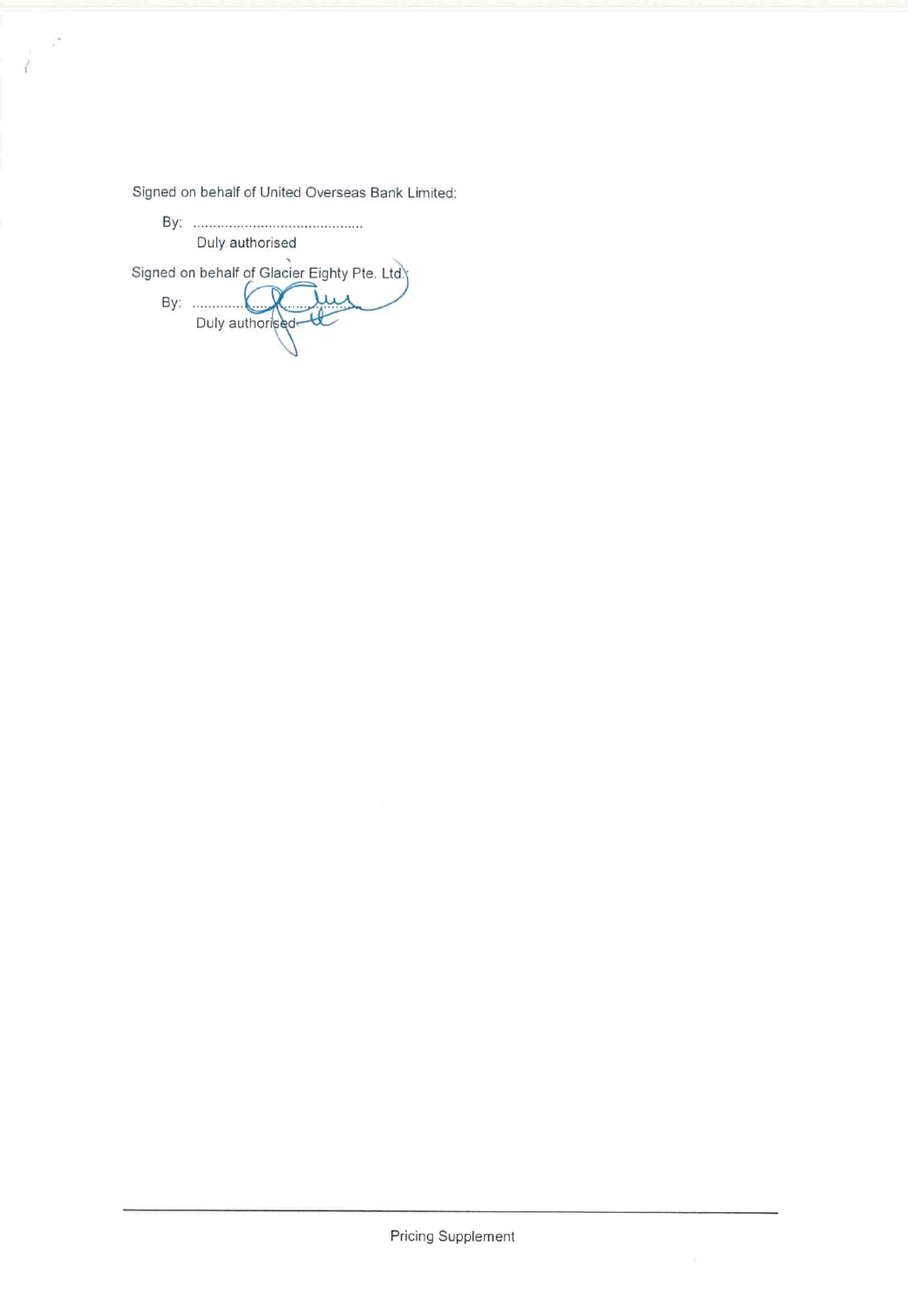Signed on behalf of United Overseas Bank Limited:

By: ..........................................

Duly authorised

Signed on behalf of Glacier Eighty Pte. Ltd.:

By: ..........................................

Duly authorised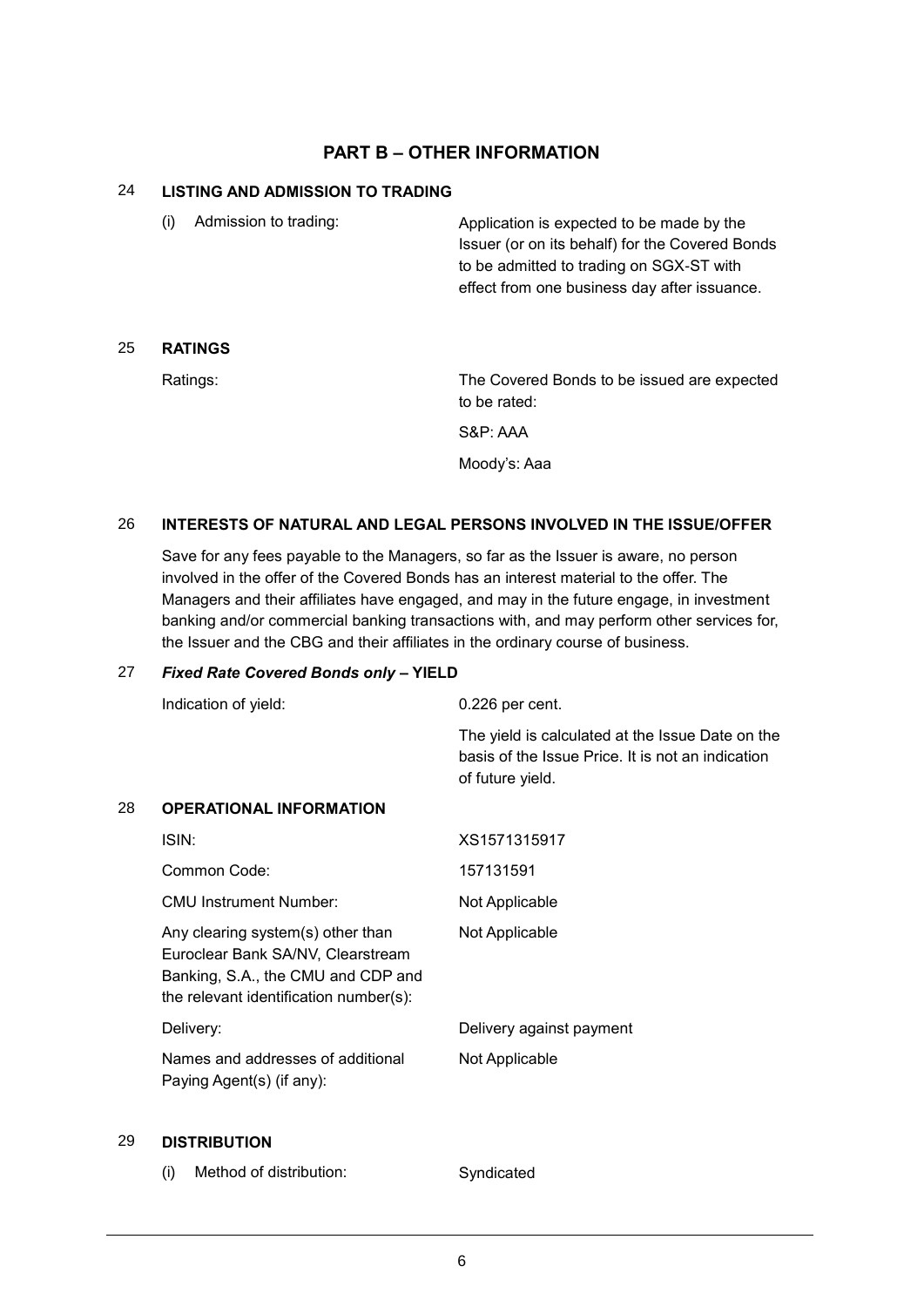## PART B – OTHER INFORMATION

### 24 LISTING AND ADMISSION TO TRADING

| | |
|---|---|
| (i) Admission to trading: | Application is expected to be made by the Issuer (or on its behalf) for the Covered Bonds to be admitted to trading on SGX-ST with effect from one business day after issuance. |

### 25 RATINGS

| | |
|---|---|
| Ratings: | The Covered Bonds to be issued are expected to be rated:<br>S&P: AAA<br>Moody's: Aaa |

### 26 INTERESTS OF NATURAL AND LEGAL PERSONS INVOLVED IN THE ISSUE/OFFER

Save for any fees payable to the Managers, so far as the Issuer is aware, no person involved in the offer of the Covered Bonds has an interest material to the offer. The Managers and their affiliates have engaged, and may in the future engage, in investment banking and/or commercial banking transactions with, and may perform other services for, the Issuer and the CBG and their affiliates in the ordinary course of business.

### 27 *Fixed Rate Covered Bonds only* – YIELD

| | |
|---|---|
| Indication of yield: | 0.226 per cent.<br>The yield is calculated at the Issue Date on the basis of the Issue Price. It is not an indication of future yield. |

### 28 OPERATIONAL INFORMATION

| | |
|---|---|
| ISIN: | XS1571315917 |
| Common Code: | 157131591 |
| CMU Instrument Number: | Not Applicable |
| Any clearing system(s) other than Euroclear Bank SA/NV, Clearstream Banking, S.A., the CMU and CDP and the relevant identification number(s): | Not Applicable |
| Delivery: | Delivery against payment |
| Names and addresses of additional Paying Agent(s) (if any): | Not Applicable |

### 29 DISTRIBUTION

| | |
|---|---|
| (i) Method of distribution: | Syndicated |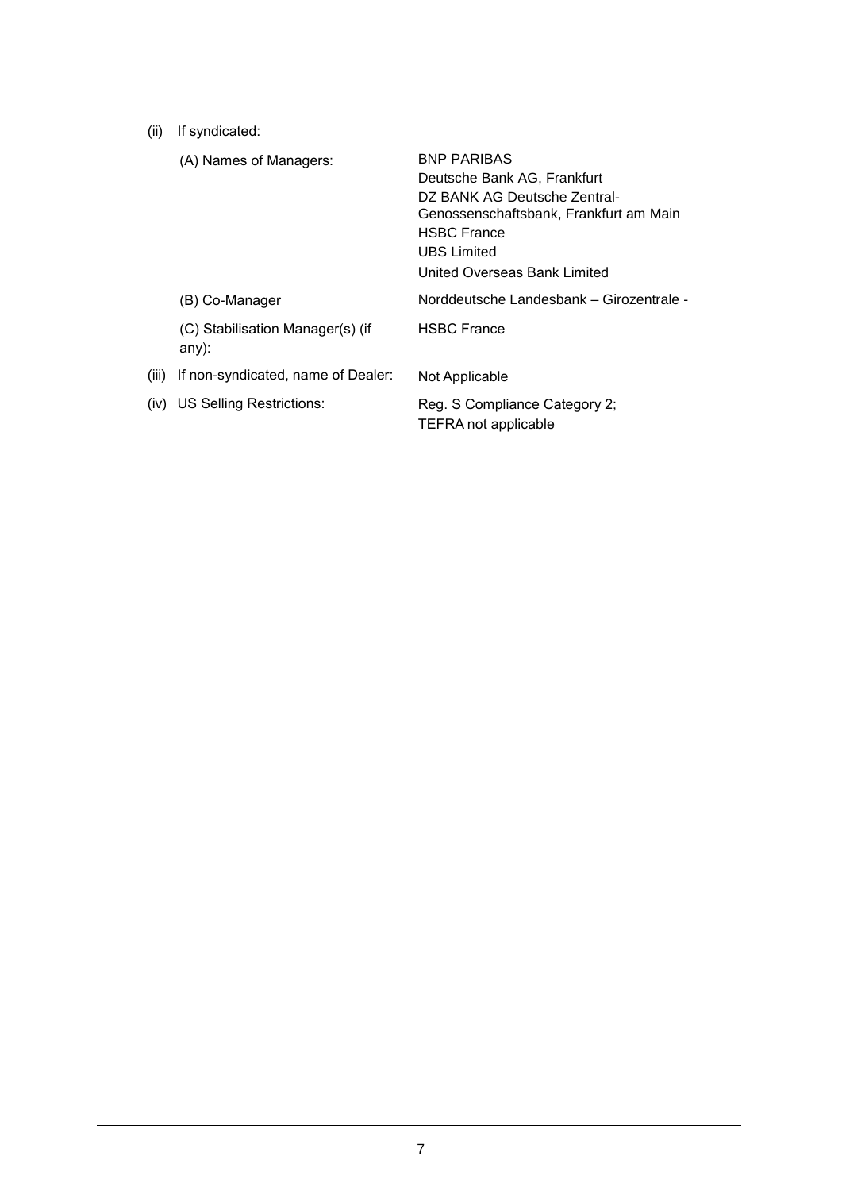| | | |
|---|---|---|
| (ii) | If syndicated: | |
| | (A) Names of Managers: | BNP PARIBAS<br>Deutsche Bank AG, Frankfurt<br>DZ BANK AG Deutsche Zentral-Genossenschaftsbank, Frankfurt am Main<br>HSBC France<br>UBS Limited<br>United Overseas Bank Limited |
| | (B) Co-Manager | Norddeutsche Landesbank – Girozentrale - |
| | (C) Stabilisation Manager(s) (if any): | HSBC France |
| (iii) | If non-syndicated, name of Dealer: | Not Applicable |
| (iv) | US Selling Restrictions: | Reg. S Compliance Category 2;<br>TEFRA not applicable |